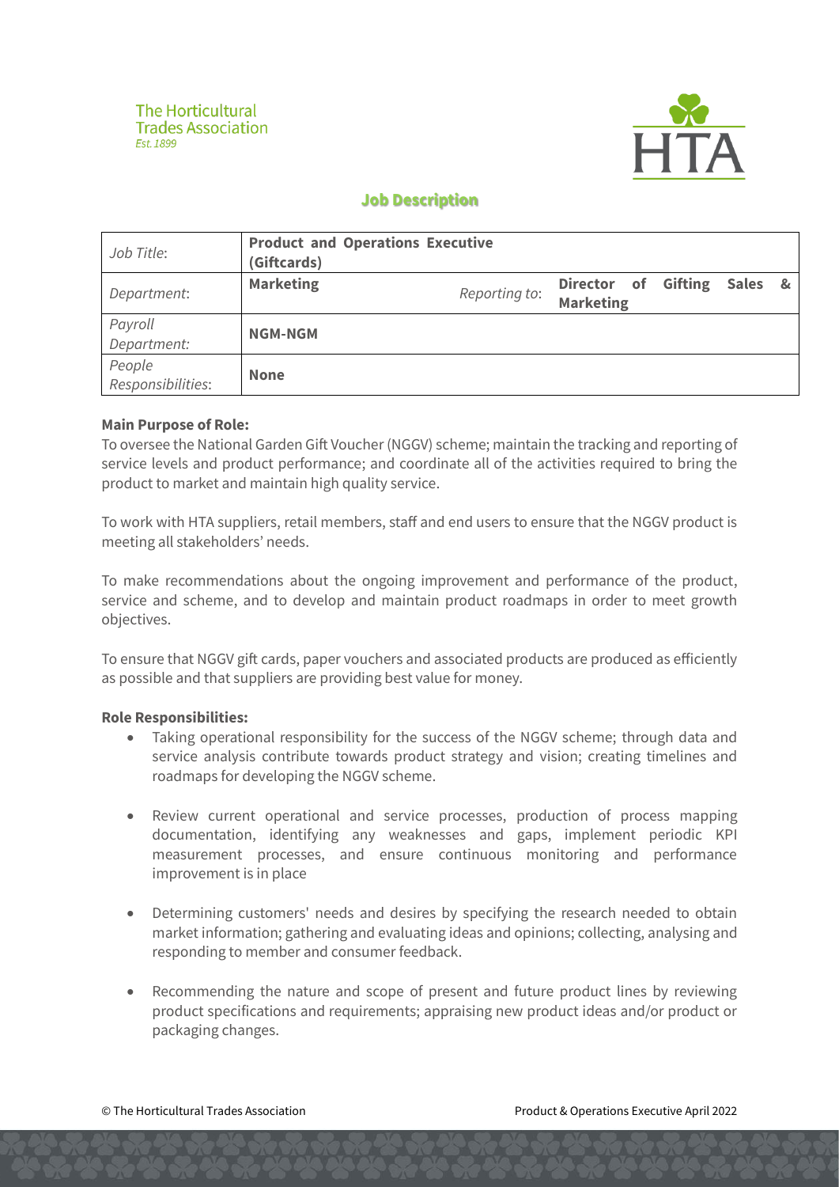The Horticultural Trades Association
*Est. 1899*

# Job Description

| *Job Title*: | **Product and Operations Executive (Giftcards)** | | |
|---|---|---|---|
| *Department*: | **Marketing** | *Reporting to*: | **Director of Gifting Sales & Marketing** |
| *Payroll Department:* | **NGM-NGM** | | |
| *People Responsibilities*: | **None** | | |

**Main Purpose of Role:**

To oversee the National Garden Gift Voucher (NGGV) scheme; maintain the tracking and reporting of service levels and product performance; and coordinate all of the activities required to bring the product to market and maintain high quality service.

To work with HTA suppliers, retail members, staff and end users to ensure that the NGGV product is meeting all stakeholders' needs.

To make recommendations about the ongoing improvement and performance of the product, service and scheme, and to develop and maintain product roadmaps in order to meet growth objectives.

To ensure that NGGV gift cards, paper vouchers and associated products are produced as efficiently as possible and that suppliers are providing best value for money.

**Role Responsibilities:**

- Taking operational responsibility for the success of the NGGV scheme; through data and service analysis contribute towards product strategy and vision; creating timelines and roadmaps for developing the NGGV scheme.
- Review current operational and service processes, production of process mapping documentation, identifying any weaknesses and gaps, implement periodic KPI measurement processes, and ensure continuous monitoring and performance improvement is in place
- Determining customers' needs and desires by specifying the research needed to obtain market information; gathering and evaluating ideas and opinions; collecting, analysing and responding to member and consumer feedback.
- Recommending the nature and scope of present and future product lines by reviewing product specifications and requirements; appraising new product ideas and/or product or packaging changes.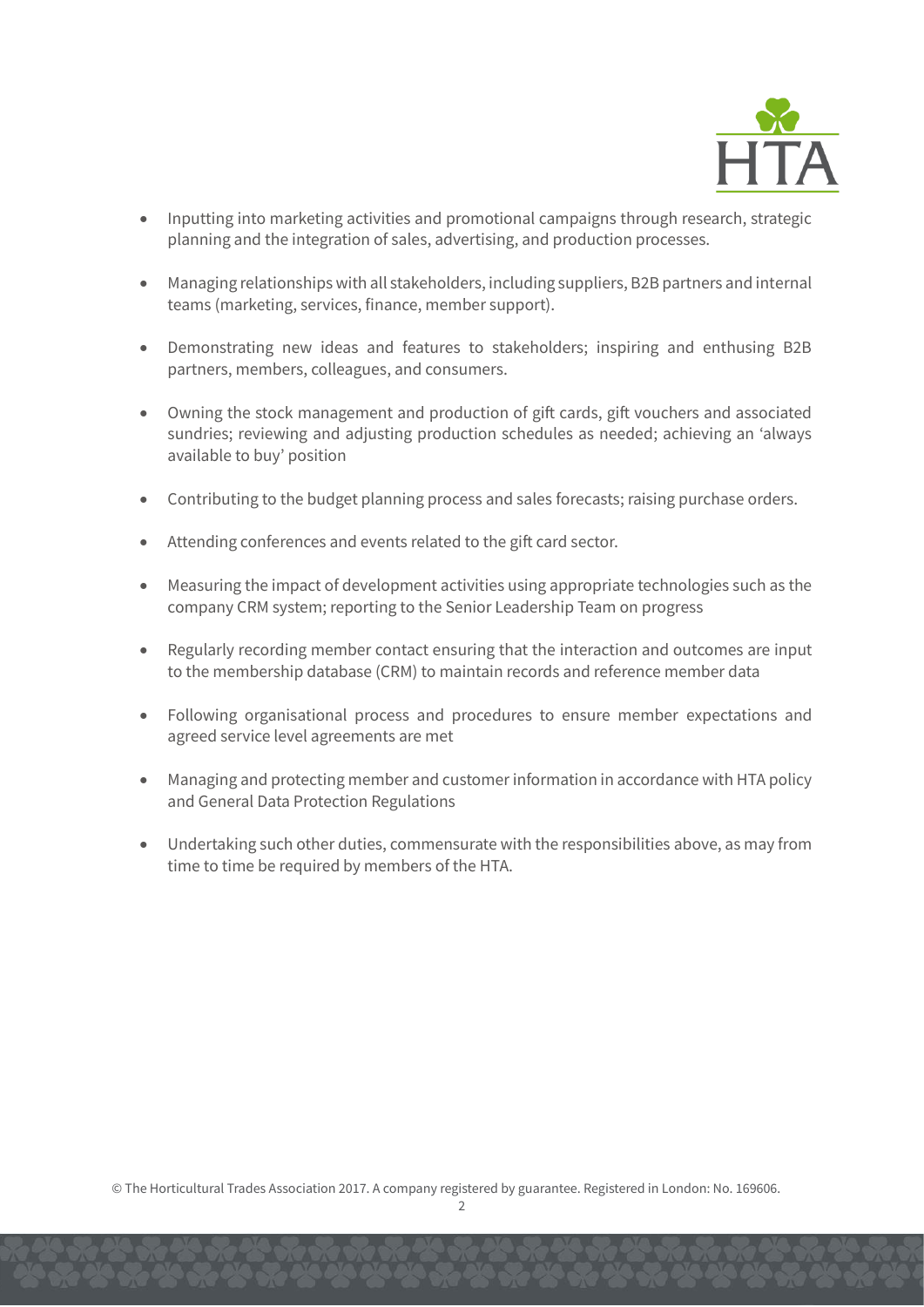- Inputting into marketing activities and promotional campaigns through research, strategic planning and the integration of sales, advertising, and production processes.
- Managing relationships with all stakeholders, including suppliers, B2B partners and internal teams (marketing, services, finance, member support).
- Demonstrating new ideas and features to stakeholders; inspiring and enthusing B2B partners, members, colleagues, and consumers.
- Owning the stock management and production of gift cards, gift vouchers and associated sundries; reviewing and adjusting production schedules as needed; achieving an 'always available to buy' position
- Contributing to the budget planning process and sales forecasts; raising purchase orders.
- Attending conferences and events related to the gift card sector.
- Measuring the impact of development activities using appropriate technologies such as the company CRM system; reporting to the Senior Leadership Team on progress
- Regularly recording member contact ensuring that the interaction and outcomes are input to the membership database (CRM) to maintain records and reference member data
- Following organisational process and procedures to ensure member expectations and agreed service level agreements are met
- Managing and protecting member and customer information in accordance with HTA policy and General Data Protection Regulations
- Undertaking such other duties, commensurate with the responsibilities above, as may from time to time be required by members of the HTA.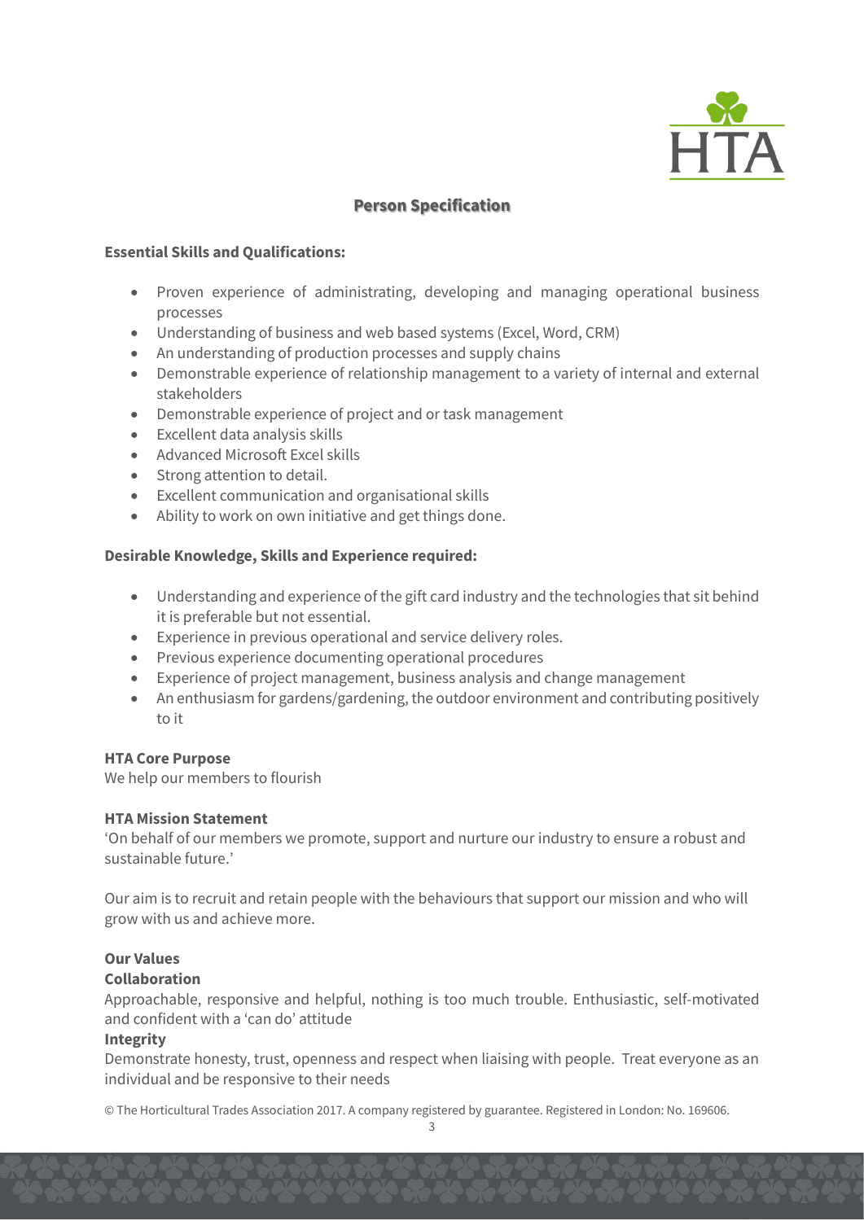## Person Specification

**Essential Skills and Qualifications:**

- Proven experience of administrating, developing and managing operational business processes
- Understanding of business and web based systems (Excel, Word, CRM)
- An understanding of production processes and supply chains
- Demonstrable experience of relationship management to a variety of internal and external stakeholders
- Demonstrable experience of project and or task management
- Excellent data analysis skills
- Advanced Microsoft Excel skills
- Strong attention to detail.
- Excellent communication and organisational skills
- Ability to work on own initiative and get things done.

**Desirable Knowledge, Skills and Experience required:**

- Understanding and experience of the gift card industry and the technologies that sit behind it is preferable but not essential.
- Experience in previous operational and service delivery roles.
- Previous experience documenting operational procedures
- Experience of project management, business analysis and change management
- An enthusiasm for gardens/gardening, the outdoor environment and contributing positively to it

**HTA Core Purpose**
We help our members to flourish

**HTA Mission Statement**
'On behalf of our members we promote, support and nurture our industry to ensure a robust and sustainable future.'

Our aim is to recruit and retain people with the behaviours that support our mission and who will grow with us and achieve more.

**Our Values**

**Collaboration**
Approachable, responsive and helpful, nothing is too much trouble. Enthusiastic, self-motivated and confident with a 'can do' attitude

**Integrity**
Demonstrate honesty, trust, openness and respect when liaising with people. Treat everyone as an individual and be responsive to their needs

© The Horticultural Trades Association 2017. A company registered by guarantee. Registered in London: No. 169606.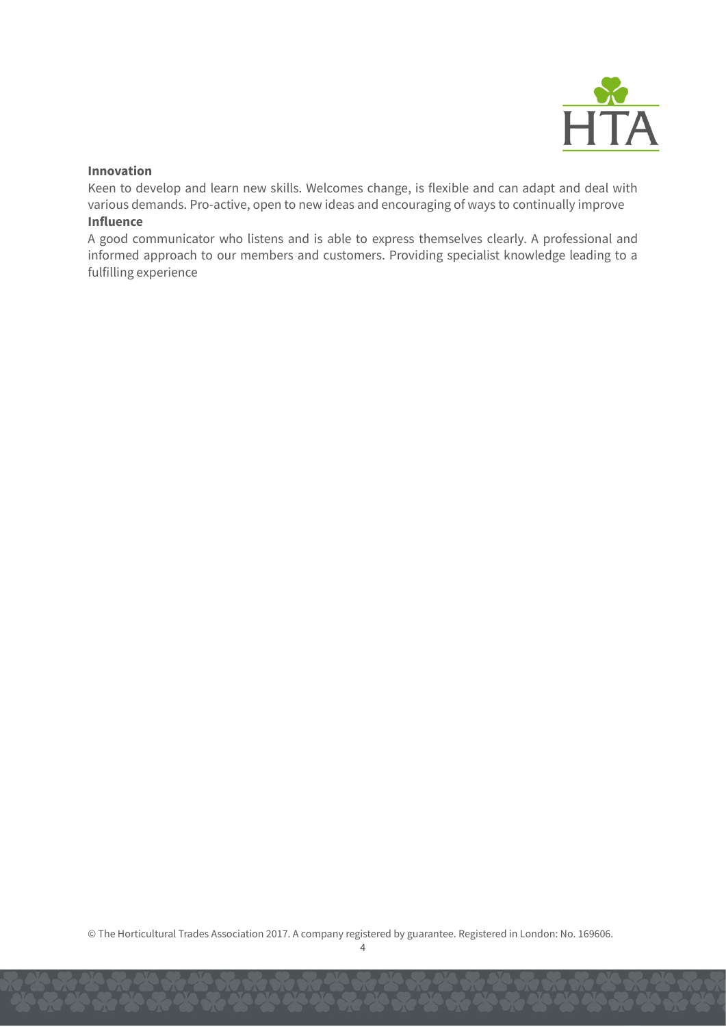**Innovation**

Keen to develop and learn new skills. Welcomes change, is flexible and can adapt and deal with various demands. Pro-active, open to new ideas and encouraging of ways to continually improve

**Influence**

A good communicator who listens and is able to express themselves clearly. A professional and informed approach to our members and customers. Providing specialist knowledge leading to a fulfilling experience

© The Horticultural Trades Association 2017. A company registered by guarantee. Registered in London: No. 169606.